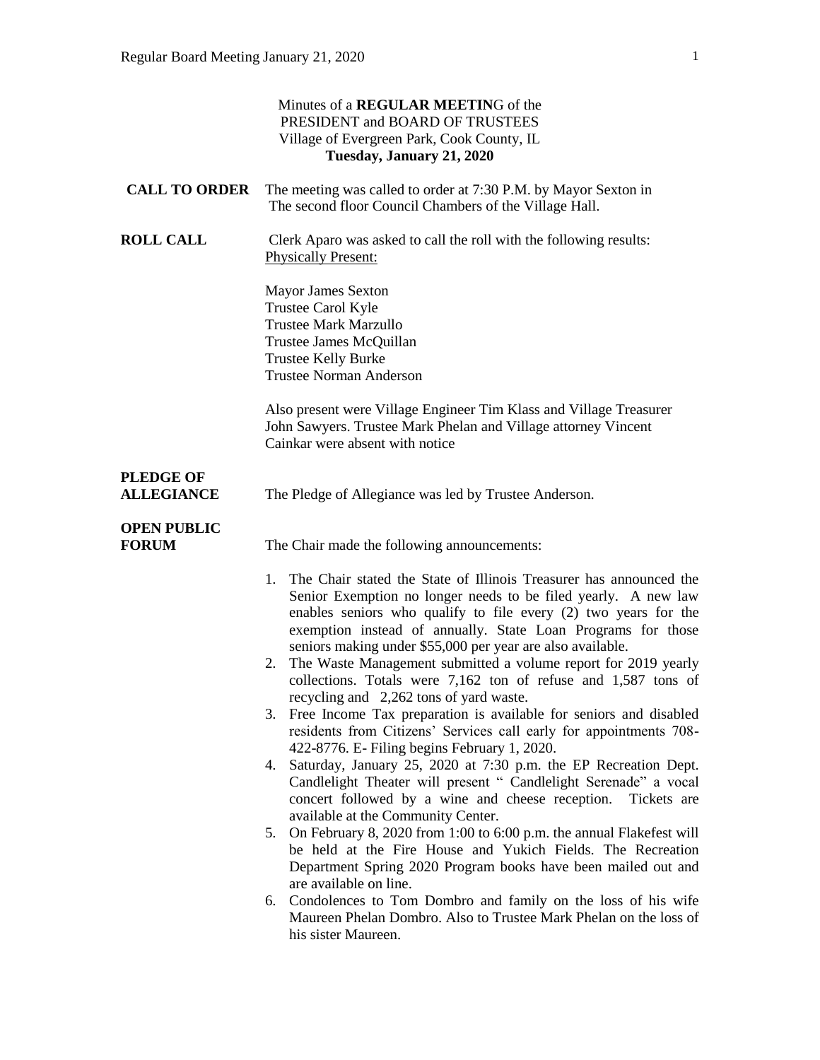Minutes of a **REGULAR MEETIN**G of the
PRESIDENT and BOARD OF TRUSTEES
Village of Evergreen Park, Cook County, IL
**Tuesday, January 21, 2020**

**CALL TO ORDER** The meeting was called to order at 7:30 P.M. by Mayor Sexton in The second floor Council Chambers of the Village Hall.

**ROLL CALL** Clerk Aparo was asked to call the roll with the following results:

Physically Present:

Mayor James Sexton
Trustee Carol Kyle
Trustee Mark Marzullo
Trustee James McQuillan
Trustee Kelly Burke
Trustee Norman Anderson

Also present were Village Engineer Tim Klass and Village Treasurer John Sawyers. Trustee Mark Phelan and Village attorney Vincent Cainkar were absent with notice

**PLEDGE OF ALLEGIANCE** The Pledge of Allegiance was led by Trustee Anderson.

**OPEN PUBLIC FORUM** The Chair made the following announcements:

1. The Chair stated the State of Illinois Treasurer has announced the Senior Exemption no longer needs to be filed yearly. A new law enables seniors who qualify to file every (2) two years for the exemption instead of annually. State Loan Programs for those seniors making under $55,000 per year are also available.
2. The Waste Management submitted a volume report for 2019 yearly collections. Totals were 7,162 ton of refuse and 1,587 tons of recycling and 2,262 tons of yard waste.
3. Free Income Tax preparation is available for seniors and disabled residents from Citizens' Services call early for appointments 708-422-8776. E- Filing begins February 1, 2020.
4. Saturday, January 25, 2020 at 7:30 p.m. the EP Recreation Dept. Candlelight Theater will present " Candlelight Serenade" a vocal concert followed by a wine and cheese reception. Tickets are available at the Community Center.
5. On February 8, 2020 from 1:00 to 6:00 p.m. the annual Flakefest will be held at the Fire House and Yukich Fields. The Recreation Department Spring 2020 Program books have been mailed out and are available on line.
6. Condolences to Tom Dombro and family on the loss of his wife Maureen Phelan Dombro. Also to Trustee Mark Phelan on the loss of his sister Maureen.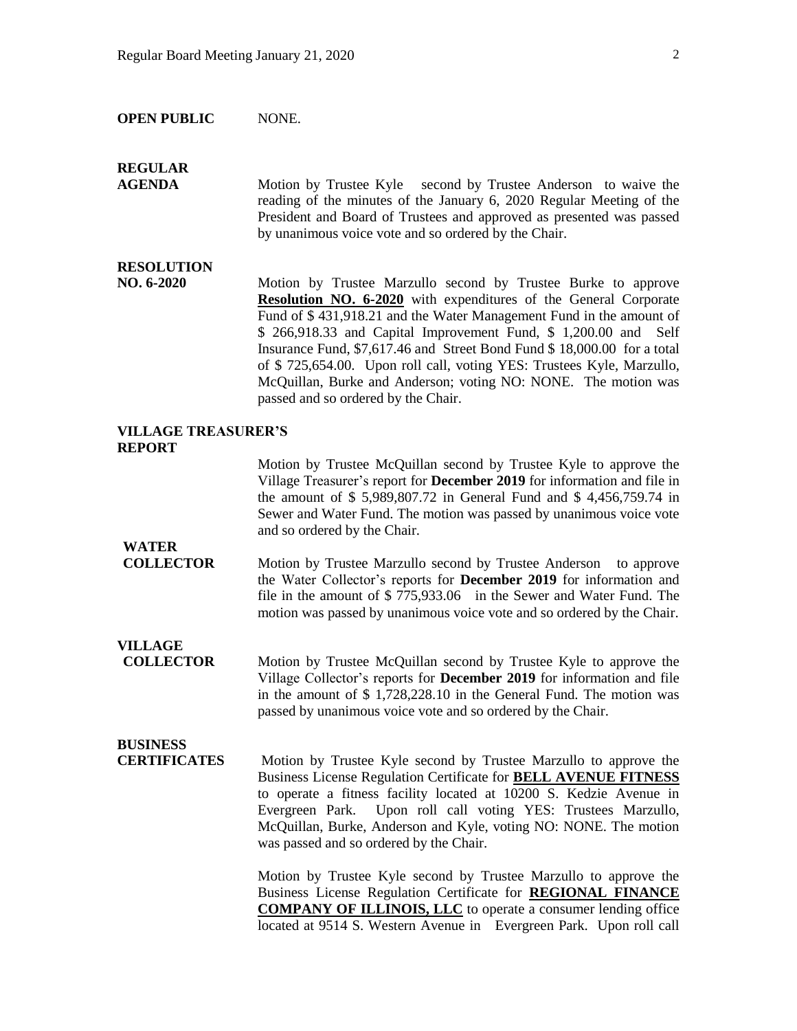**OPEN PUBLIC** NONE.

**REGULAR AGENDA**

Motion by Trustee Kyle second by Trustee Anderson to waive the reading of the minutes of the January 6, 2020 Regular Meeting of the President and Board of Trustees and approved as presented was passed by unanimous voice vote and so ordered by the Chair.

**RESOLUTION NO. 6-2020**

Motion by Trustee Marzullo second by Trustee Burke to approve **Resolution NO. 6-2020** with expenditures of the General Corporate Fund of $ 431,918.21 and the Water Management Fund in the amount of $ 266,918.33 and Capital Improvement Fund, $ 1,200.00 and Self Insurance Fund, $7,617.46 and Street Bond Fund $ 18,000.00 for a total of $ 725,654.00. Upon roll call, voting YES: Trustees Kyle, Marzullo, McQuillan, Burke and Anderson; voting NO: NONE. The motion was passed and so ordered by the Chair.

**VILLAGE TREASURER'S REPORT**

Motion by Trustee McQuillan second by Trustee Kyle to approve the Village Treasurer's report for **December 2019** for information and file in the amount of $ 5,989,807.72 in General Fund and $ 4,456,759.74 in Sewer and Water Fund. The motion was passed by unanimous voice vote and so ordered by the Chair.

**WATER COLLECTOR**

Motion by Trustee Marzullo second by Trustee Anderson to approve the Water Collector's reports for **December 2019** for information and file in the amount of $ 775,933.06 in the Sewer and Water Fund. The motion was passed by unanimous voice vote and so ordered by the Chair.

**VILLAGE COLLECTOR**

Motion by Trustee McQuillan second by Trustee Kyle to approve the Village Collector's reports for **December 2019** for information and file in the amount of $ 1,728,228.10 in the General Fund. The motion was passed by unanimous voice vote and so ordered by the Chair.

**BUSINESS CERTIFICATES**

Motion by Trustee Kyle second by Trustee Marzullo to approve the Business License Regulation Certificate for **BELL AVENUE FITNESS** to operate a fitness facility located at 10200 S. Kedzie Avenue in Evergreen Park. Upon roll call voting YES: Trustees Marzullo, McQuillan, Burke, Anderson and Kyle, voting NO: NONE. The motion was passed and so ordered by the Chair.

Motion by Trustee Kyle second by Trustee Marzullo to approve the Business License Regulation Certificate for **REGIONAL FINANCE COMPANY OF ILLINOIS, LLC** to operate a consumer lending office located at 9514 S. Western Avenue in Evergreen Park. Upon roll call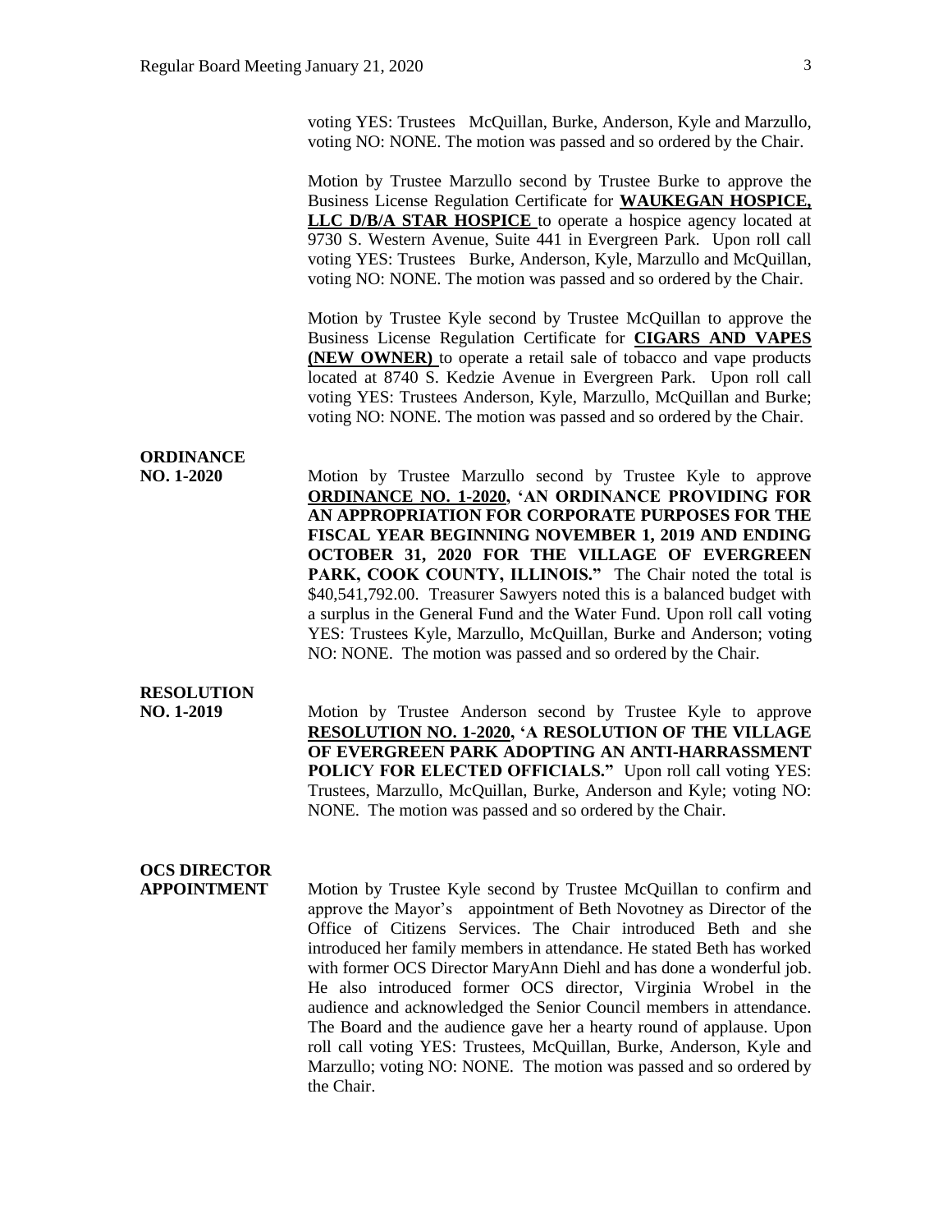voting YES: Trustees McQuillan, Burke, Anderson, Kyle and Marzullo, voting NO: NONE. The motion was passed and so ordered by the Chair.

Motion by Trustee Marzullo second by Trustee Burke to approve the Business License Regulation Certificate for **WAUKEGAN HOSPICE, LLC D/B/A STAR HOSPICE** to operate a hospice agency located at 9730 S. Western Avenue, Suite 441 in Evergreen Park. Upon roll call voting YES: Trustees Burke, Anderson, Kyle, Marzullo and McQuillan, voting NO: NONE. The motion was passed and so ordered by the Chair.

Motion by Trustee Kyle second by Trustee McQuillan to approve the Business License Regulation Certificate for **CIGARS AND VAPES (NEW OWNER)** to operate a retail sale of tobacco and vape products located at 8740 S. Kedzie Avenue in Evergreen Park. Upon roll call voting YES: Trustees Anderson, Kyle, Marzullo, McQuillan and Burke; voting NO: NONE. The motion was passed and so ordered by the Chair.

**ORDINANCE NO. 1-2020**

Motion by Trustee Marzullo second by Trustee Kyle to approve **ORDINANCE NO. 1-2020, 'AN ORDINANCE PROVIDING FOR AN APPROPRIATION FOR CORPORATE PURPOSES FOR THE FISCAL YEAR BEGINNING NOVEMBER 1, 2019 AND ENDING OCTOBER 31, 2020 FOR THE VILLAGE OF EVERGREEN PARK, COOK COUNTY, ILLINOIS."** The Chair noted the total is $40,541,792.00. Treasurer Sawyers noted this is a balanced budget with a surplus in the General Fund and the Water Fund. Upon roll call voting YES: Trustees Kyle, Marzullo, McQuillan, Burke and Anderson; voting NO: NONE. The motion was passed and so ordered by the Chair.

**RESOLUTION NO. 1-2019**

Motion by Trustee Anderson second by Trustee Kyle to approve **RESOLUTION NO. 1-2020, 'A RESOLUTION OF THE VILLAGE OF EVERGREEN PARK ADOPTING AN ANTI-HARRASSMENT POLICY FOR ELECTED OFFICIALS."** Upon roll call voting YES: Trustees, Marzullo, McQuillan, Burke, Anderson and Kyle; voting NO: NONE. The motion was passed and so ordered by the Chair.

**OCS DIRECTOR APPOINTMENT**

Motion by Trustee Kyle second by Trustee McQuillan to confirm and approve the Mayor's appointment of Beth Novotney as Director of the Office of Citizens Services. The Chair introduced Beth and she introduced her family members in attendance. He stated Beth has worked with former OCS Director MaryAnn Diehl and has done a wonderful job. He also introduced former OCS director, Virginia Wrobel in the audience and acknowledged the Senior Council members in attendance. The Board and the audience gave her a hearty round of applause. Upon roll call voting YES: Trustees, McQuillan, Burke, Anderson, Kyle and Marzullo; voting NO: NONE. The motion was passed and so ordered by the Chair.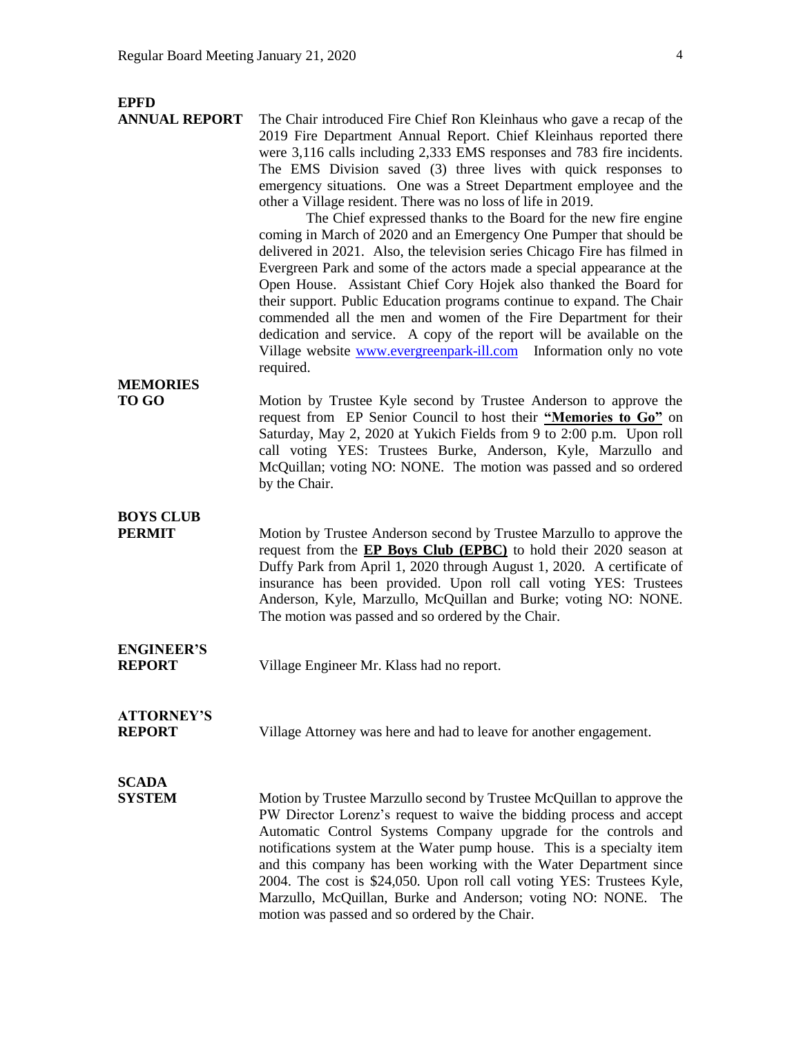**EPFD ANNUAL REPORT**

The Chair introduced Fire Chief Ron Kleinhaus who gave a recap of the 2019 Fire Department Annual Report. Chief Kleinhaus reported there were 3,116 calls including 2,333 EMS responses and 783 fire incidents. The EMS Division saved (3) three lives with quick responses to emergency situations. One was a Street Department employee and the other a Village resident. There was no loss of life in 2019.

The Chief expressed thanks to the Board for the new fire engine coming in March of 2020 and an Emergency One Pumper that should be delivered in 2021. Also, the television series Chicago Fire has filmed in Evergreen Park and some of the actors made a special appearance at the Open House. Assistant Chief Cory Hojek also thanked the Board for their support. Public Education programs continue to expand. The Chair commended all the men and women of the Fire Department for their dedication and service. A copy of the report will be available on the Village website www.evergreenpark-ill.com Information only no vote required.

**MEMORIES TO GO**

Motion by Trustee Kyle second by Trustee Anderson to approve the request from EP Senior Council to host their **"Memories to Go"** on Saturday, May 2, 2020 at Yukich Fields from 9 to 2:00 p.m. Upon roll call voting YES: Trustees Burke, Anderson, Kyle, Marzullo and McQuillan; voting NO: NONE. The motion was passed and so ordered by the Chair.

**BOYS CLUB PERMIT**

Motion by Trustee Anderson second by Trustee Marzullo to approve the request from the **EP Boys Club (EPBC)** to hold their 2020 season at Duffy Park from April 1, 2020 through August 1, 2020. A certificate of insurance has been provided. Upon roll call voting YES: Trustees Anderson, Kyle, Marzullo, McQuillan and Burke; voting NO: NONE. The motion was passed and so ordered by the Chair.

**ENGINEER'S REPORT**

Village Engineer Mr. Klass had no report.

**ATTORNEY'S REPORT**

Village Attorney was here and had to leave for another engagement.

**SCADA SYSTEM**

Motion by Trustee Marzullo second by Trustee McQuillan to approve the PW Director Lorenz's request to waive the bidding process and accept Automatic Control Systems Company upgrade for the controls and notifications system at the Water pump house. This is a specialty item and this company has been working with the Water Department since 2004. The cost is $24,050. Upon roll call voting YES: Trustees Kyle, Marzullo, McQuillan, Burke and Anderson; voting NO: NONE. The motion was passed and so ordered by the Chair.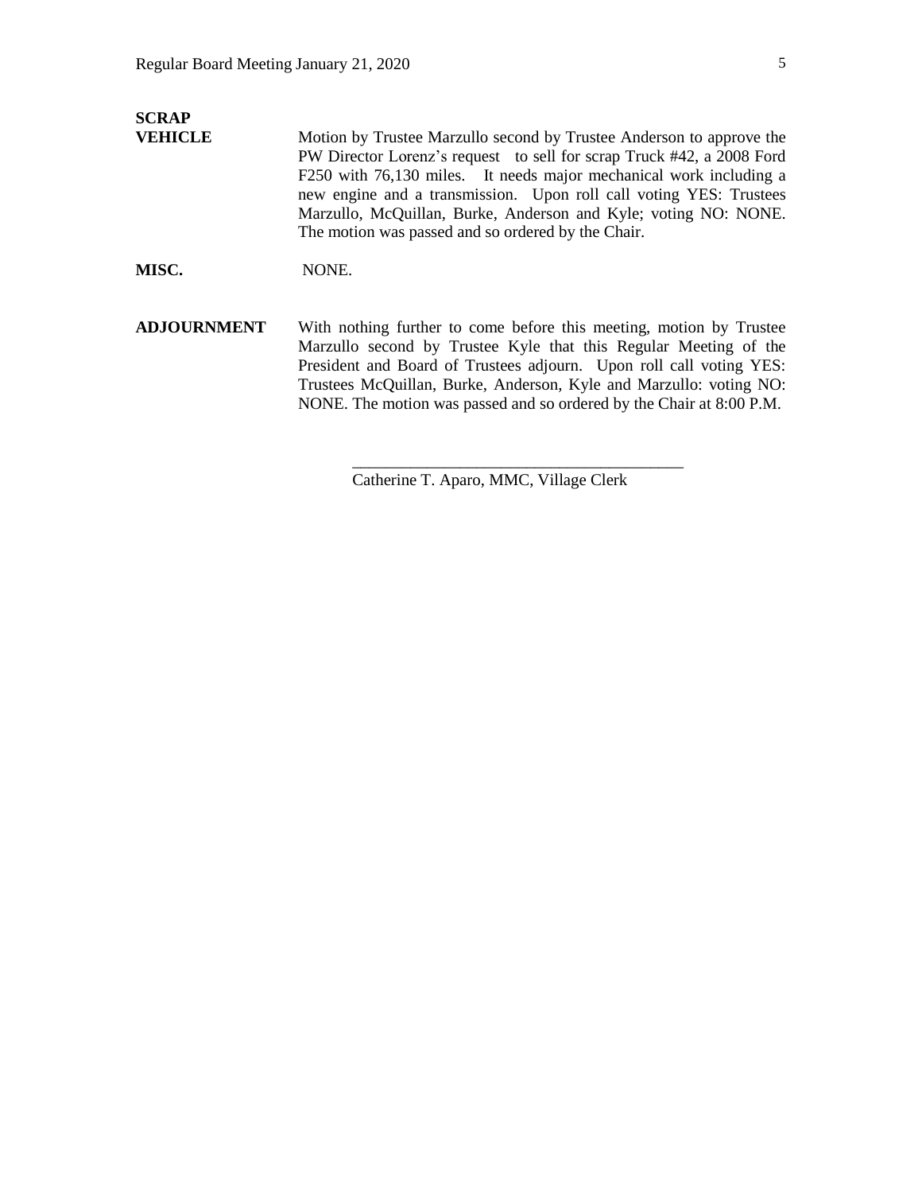**SCRAP VEHICLE**

Motion by Trustee Marzullo second by Trustee Anderson to approve the PW Director Lorenz's request to sell for scrap Truck #42, a 2008 Ford F250 with 76,130 miles. It needs major mechanical work including a new engine and a transmission. Upon roll call voting YES: Trustees Marzullo, McQuillan, Burke, Anderson and Kyle; voting NO: NONE. The motion was passed and so ordered by the Chair.

**MISC.**

NONE.

**ADJOURNMENT**

With nothing further to come before this meeting, motion by Trustee Marzullo second by Trustee Kyle that this Regular Meeting of the President and Board of Trustees adjourn. Upon roll call voting YES: Trustees McQuillan, Burke, Anderson, Kyle and Marzullo: voting NO: NONE. The motion was passed and so ordered by the Chair at 8:00 P.M.

\_\_\_\_\_\_\_\_\_\_\_\_\_\_\_\_\_\_\_\_\_\_\_\_\_\_\_\_\_\_\_\_\_\_\_\_\_\_\_\_

Catherine T. Aparo, MMC, Village Clerk